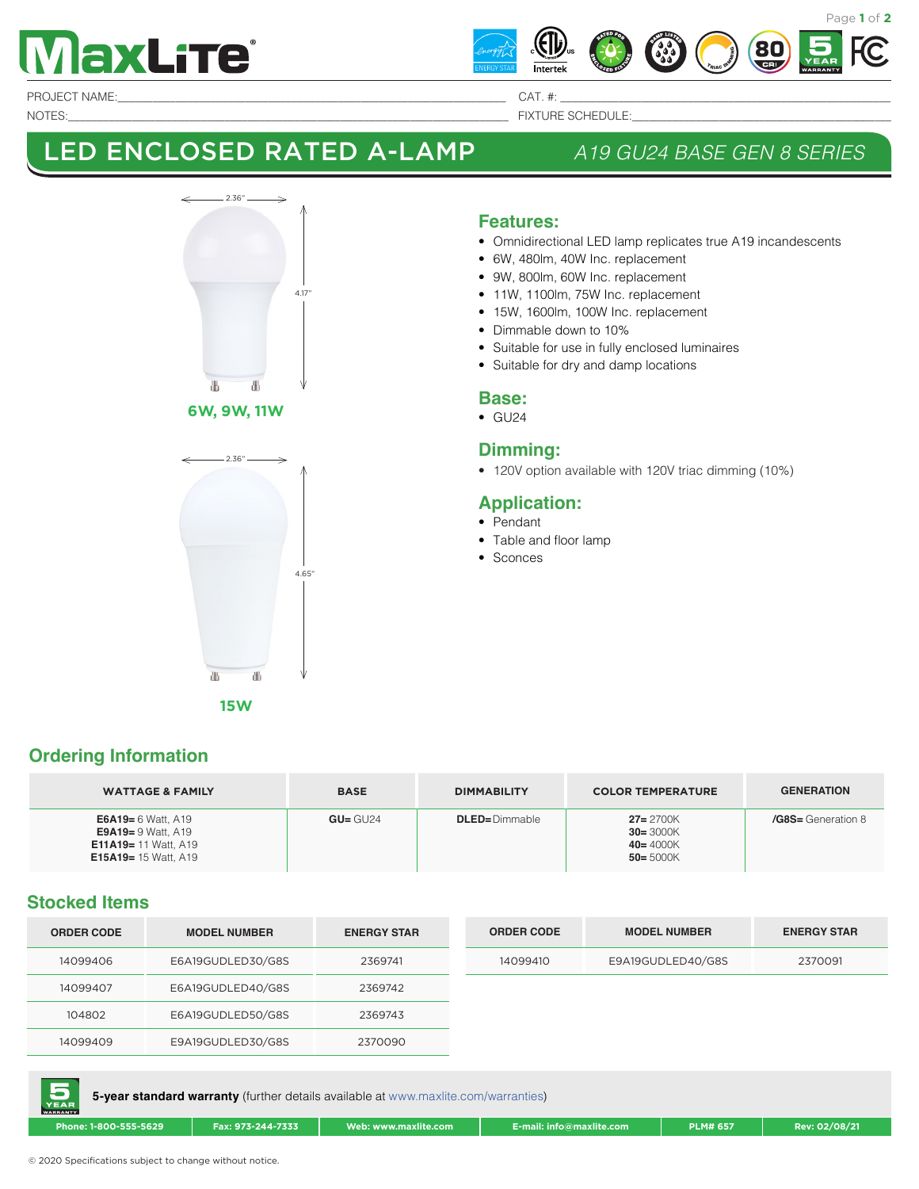# MaxLite

PROJECT NAME:_______________ CAT. #:_______________

NOTES:_______________ FIXTURE SCHEDULE:_______________

## LED ENCLOSED RATED A-LAMP

*A19 GU24 BASE GEN 8 SERIES*

2.36"

4.17"

**6W, 9W, 11W**

2.36"

4.65"

**15W**

### Features:

- Omnidirectional LED lamp replicates true A19 incandescents
- 6W, 480lm, 40W Inc. replacement
- 9W, 800lm, 60W Inc. replacement
- 11W, 1100lm, 75W Inc. replacement
- 15W, 1600lm, 100W Inc. replacement
- Dimmable down to 10%
- Suitable for use in fully enclosed luminaires
- Suitable for dry and damp locations

### Base:

- GU24

### Dimming:

- 120V option available with 120V triac dimming (10%)

### Application:

- Pendant
- Table and floor lamp
- Sconces

### Ordering Information

| WATTAGE & FAMILY | BASE | DIMMABILITY | COLOR TEMPERATURE | GENERATION |
|---|---|---|---|---|
| **E6A19=** 6 Watt, A19<br>**E9A19=** 9 Watt, A19<br>**E11A19=** 11 Watt, A19<br>**E15A19=** 15 Watt, A19 | **GU=** GU24 | **DLED=**Dimmable | **27=** 2700K<br>**30=** 3000K<br>**40=** 4000K<br>**50=** 5000K | **/G8S=** Generation 8 |

### Stocked Items

| ORDER CODE | MODEL NUMBER | ENERGY STAR |
|---|---|---|
| 14099406 | E6A19GUDLED30/G8S | 2369741 |
| 14099407 | E6A19GUDLED40/G8S | 2369742 |
| 104802 | E6A19GUDLED50/G8S | 2369743 |
| 14099409 | E9A19GUDLED30/G8S | 2370090 |

| ORDER CODE | MODEL NUMBER | ENERGY STAR |
|---|---|---|
| 14099410 | E9A19GUDLED40/G8S | 2370091 |

**5-year standard warranty** (further details available at www.maxlite.com/warranties)

Phone: 1-800-555-5629 | Fax: 973-244-7333 | Web: www.maxlite.com | E-mail: info@maxlite.com | PLM# 657 | Rev: 02/08/21

© 2020 Specifications subject to change without notice.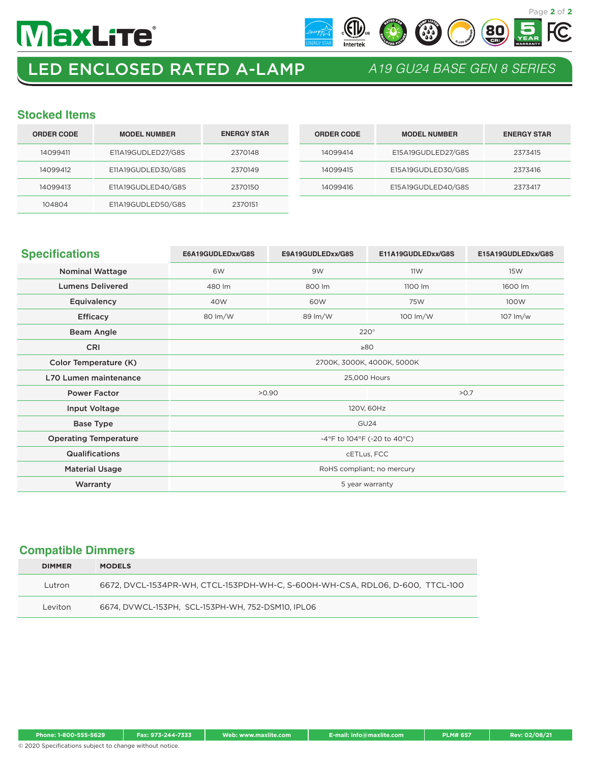# MaxLite

## LED ENCLOSED RATED A-LAMP

*A19 GU24 BASE GEN 8 SERIES*

## Stocked Items

| ORDER CODE | MODEL NUMBER | ENERGY STAR |
|---|---|---|
| 14099411 | E11A19GUDLED27/G8S | 2370148 |
| 14099412 | E11A19GUDLED30/G8S | 2370149 |
| 14099413 | E11A19GUDLED40/G8S | 2370150 |
| 104804 | E11A19GUDLED50/G8S | 2370151 |

| ORDER CODE | MODEL NUMBER | ENERGY STAR |
|---|---|---|
| 14099414 | E15A19GUDLED27/G8S | 2373415 |
| 14099415 | E15A19GUDLED30/G8S | 2373416 |
| 14099416 | E15A19GUDLED40/G8S | 2373417 |

## Specifications

| Specifications | E6A19GUDLEDxx/G8S | E9A19GUDLEDxx/G8S | E11A19GUDLEDxx/G8S | E15A19GUDLEDxx/G8S |
|---|---|---|---|---|
| Nominal Wattage | 6W | 9W | 11W | 15W |
| Lumens Delivered | 480 lm | 800 lm | 1100 lm | 1600 lm |
| Equivalency | 40W | 60W | 75W | 100W |
| Efficacy | 80 lm/W | 89 lm/W | 100 lm/W | 107 lm/w |
| Beam Angle | 220° | | | |
| CRI | ≥80 | | | |
| Color Temperature (K) | 2700K, 3000K, 4000K, 5000K | | | |
| L70 Lumen maintenance | 25,000 Hours | | | |
| Power Factor | >0.90 | | >0.7 | |
| Input Voltage | 120V, 60Hz | | | |
| Base Type | GU24 | | | |
| Operating Temperature | -4°F to 104°F (-20 to 40°C) | | | |
| Qualifications | cETLus, FCC | | | |
| Material Usage | RoHS compliant; no mercury | | | |
| Warranty | 5 year warranty | | | |

## Compatible Dimmers

| DIMMER | MODELS |
|---|---|
| Lutron | 6672, DVCL-1534PR-WH, CTCL-153PDH-WH-C, S-600H-WH-CSA, RDL06, D-600, TTCL-100 |
| Leviton | 6674, DVWCL-153PH, SCL-153PH-WH, 752-DSM10, IPL06 |

| Phone: 1-800-555-5629 | Fax: 973-244-7333 | Web: www.maxlite.com | E-mail: info@maxlite.com | PLM# 657 | Rev: 02/08/21 |
|---|---|---|---|---|---|

© 2020 Specifications subject to change without notice.